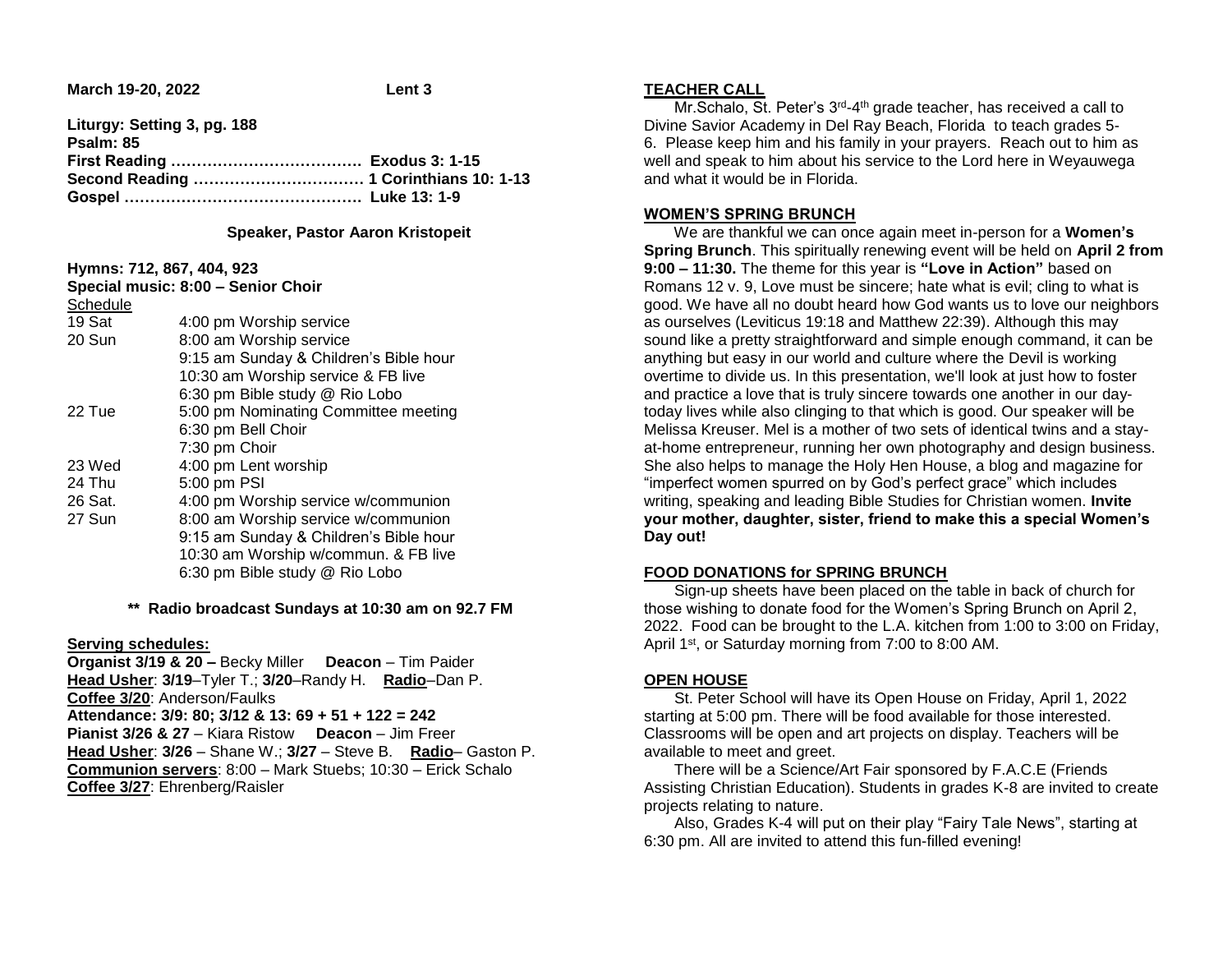**March 19-20, 2022 Lent 3**

**Liturgy: Setting 3, pg. 188**
**Psalm: 85**
**First Reading ………………………………. Exodus 3: 1-15**
**Second Reading …………………………… 1 Corinthians 10: 1-13**
**Gospel ………………………………………. Luke 13: 1-9**

**Speaker, Pastor Aaron Kristopeit**

**Hymns: 712, 867, 404, 923**
**Special music: 8:00 – Senior Choir**

Schedule

| | |
|---|---|
| 19 Sat | 4:00 pm Worship service |
| 20 Sun | 8:00 am Worship service |
| | 9:15 am Sunday & Children's Bible hour |
| | 10:30 am Worship service & FB live |
| | 6:30 pm Bible study @ Rio Lobo |
| 22 Tue | 5:00 pm Nominating Committee meeting |
| | 6:30 pm Bell Choir |
| | 7:30 pm Choir |
| 23 Wed | 4:00 pm Lent worship |
| 24 Thu | 5:00 pm PSI |
| 26 Sat. | 4:00 pm Worship service w/communion |
| 27 Sun | 8:00 am Worship service w/communion |
| | 9:15 am Sunday & Children's Bible hour |
| | 10:30 am Worship w/commun. & FB live |
| | 6:30 pm Bible study @ Rio Lobo |

**\*\* Radio broadcast Sundays at 10:30 am on 92.7 FM**

**Serving schedules:**
**Organist 3/19 & 20 –** Becky Miller **Deacon** – Tim Paider
**Head Usher**: **3/19**–Tyler T.; **3/20**–Randy H. **Radio**–Dan P.
**Coffee 3/20**: Anderson/Faulks
**Attendance: 3/9: 80; 3/12 & 13: 69 + 51 + 122 = 242**
**Pianist 3/26 & 27** – Kiara Ristow **Deacon** – Jim Freer
**Head Usher**: **3/26** – Shane W.; **3/27** – Steve B. **Radio**– Gaston P.
**Communion servers**: 8:00 – Mark Stuebs; 10:30 – Erick Schalo
**Coffee 3/27**: Ehrenberg/Raisler

## TEACHER CALL

Mr.Schalo, St. Peter's 3rd-4th grade teacher, has received a call to Divine Savior Academy in Del Ray Beach, Florida to teach grades 5-6. Please keep him and his family in your prayers. Reach out to him as well and speak to him about his service to the Lord here in Weyauwega and what it would be in Florida.

## WOMEN'S SPRING BRUNCH

We are thankful we can once again meet in-person for a **Women's Spring Brunch**. This spiritually renewing event will be held on **April 2 from 9:00 – 11:30.** The theme for this year is **"Love in Action"** based on Romans 12 v. 9, Love must be sincere; hate what is evil; cling to what is good. We have all no doubt heard how God wants us to love our neighbors as ourselves (Leviticus 19:18 and Matthew 22:39). Although this may sound like a pretty straightforward and simple enough command, it can be anything but easy in our world and culture where the Devil is working overtime to divide us. In this presentation, we'll look at just how to foster and practice a love that is truly sincere towards one another in our day-today lives while also clinging to that which is good. Our speaker will be Melissa Kreuser. Mel is a mother of two sets of identical twins and a stay-at-home entrepreneur, running her own photography and design business. She also helps to manage the Holy Hen House, a blog and magazine for "imperfect women spurred on by God's perfect grace" which includes writing, speaking and leading Bible Studies for Christian women. **Invite your mother, daughter, sister, friend to make this a special Women's Day out!**

## FOOD DONATIONS for SPRING BRUNCH

Sign-up sheets have been placed on the table in back of church for those wishing to donate food for the Women's Spring Brunch on April 2, 2022. Food can be brought to the L.A. kitchen from 1:00 to 3:00 on Friday, April 1st, or Saturday morning from 7:00 to 8:00 AM.

## OPEN HOUSE

St. Peter School will have its Open House on Friday, April 1, 2022 starting at 5:00 pm. There will be food available for those interested. Classrooms will be open and art projects on display. Teachers will be available to meet and greet.

There will be a Science/Art Fair sponsored by F.A.C.E (Friends Assisting Christian Education). Students in grades K-8 are invited to create projects relating to nature.

Also, Grades K-4 will put on their play "Fairy Tale News", starting at 6:30 pm. All are invited to attend this fun-filled evening!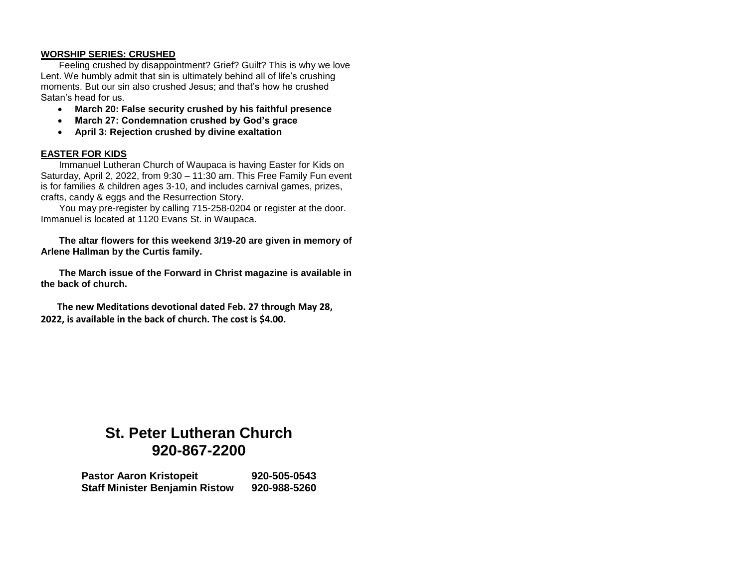**WORSHIP SERIES: CRUSHED**

Feeling crushed by disappointment? Grief? Guilt? This is why we love Lent. We humbly admit that sin is ultimately behind all of life's crushing moments. But our sin also crushed Jesus; and that's how he crushed Satan's head for us.

- **March 20: False security crushed by his faithful presence**
- **March 27: Condemnation crushed by God's grace**
- **April 3: Rejection crushed by divine exaltation**

**EASTER FOR KIDS**

Immanuel Lutheran Church of Waupaca is having Easter for Kids on Saturday, April 2, 2022, from 9:30 – 11:30 am. This Free Family Fun event is for families & children ages 3-10, and includes carnival games, prizes, crafts, candy & eggs and the Resurrection Story.

You may pre-register by calling 715-258-0204 or register at the door. Immanuel is located at 1120 Evans St. in Waupaca.

**The altar flowers for this weekend 3/19-20 are given in memory of Arlene Hallman by the Curtis family.**

**The March issue of the Forward in Christ magazine is available in the back of church.**

**The new Meditations devotional dated Feb. 27 through May 28, 2022, is available in the back of church. The cost is $4.00.**

## St. Peter Lutheran Church
## 920-867-2200

**Pastor Aaron Kristopeit** 920-505-0543
**Staff Minister Benjamin Ristow** 920-988-5260